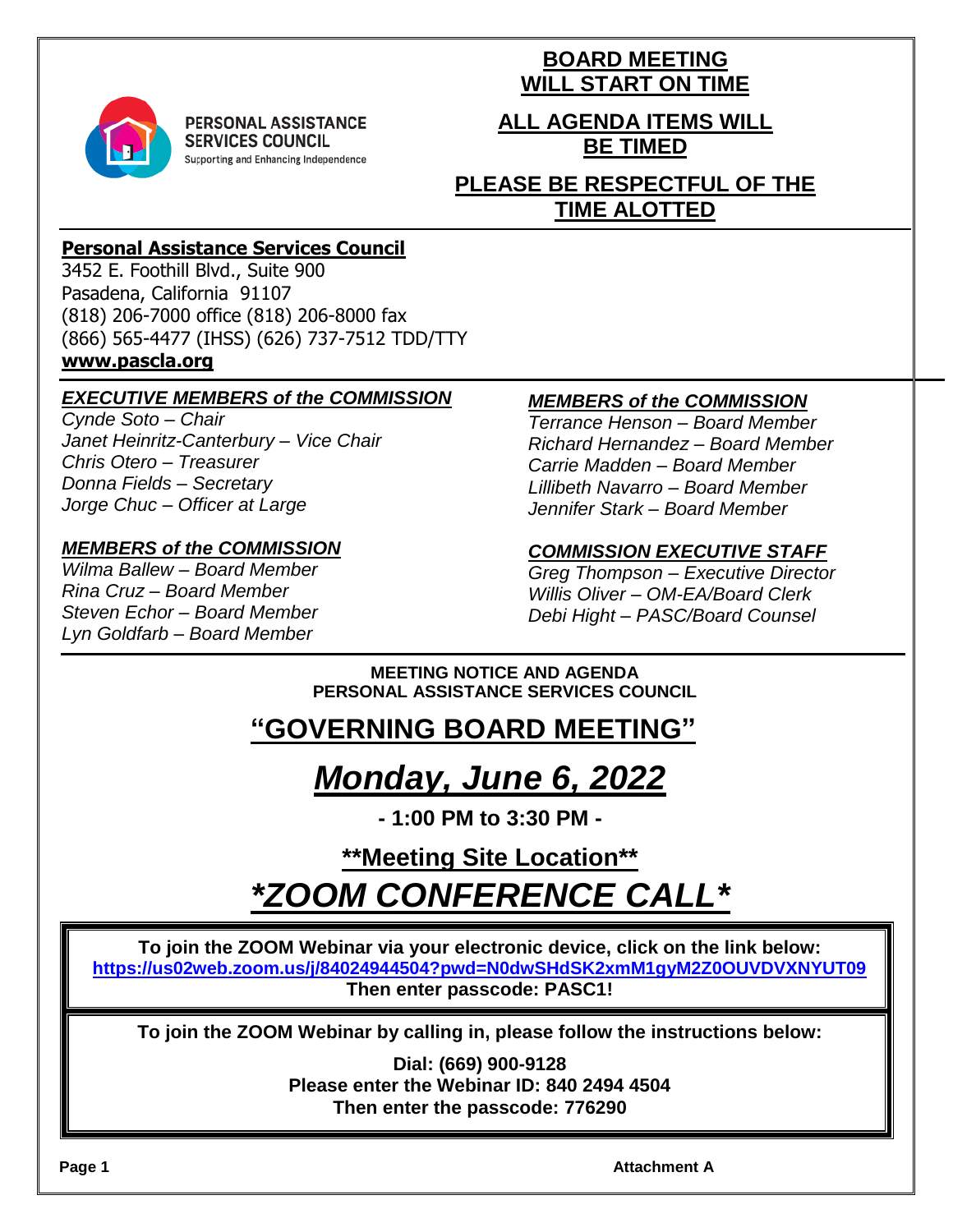PERSONAL ASSISTANCE SERVICES COUNCIL
Supporting and Enhancing Independence

**BOARD MEETING WILL START ON TIME**

**ALL AGENDA ITEMS WILL BE TIMED**

**PLEASE BE RESPECTFUL OF THE TIME ALOTTED**

**Personal Assistance Services Council**
3452 E. Foothill Blvd., Suite 900
Pasadena, California 91107
(818) 206-7000 office (818) 206-8000 fax
(866) 565-4477 (IHSS) (626) 737-7512 TDD/TTY
**www.pascla.org**

***EXECUTIVE MEMBERS of the COMMISSION***
*Cynde Soto – Chair*
*Janet Heinritz-Canterbury – Vice Chair*
*Chris Otero – Treasurer*
*Donna Fields – Secretary*
*Jorge Chuc – Officer at Large*

***MEMBERS of the COMMISSION***
*Wilma Ballew – Board Member*
*Rina Cruz – Board Member*
*Steven Echor – Board Member*
*Lyn Goldfarb – Board Member*

***MEMBERS of the COMMISSION***
*Terrance Henson – Board Member*
*Richard Hernandez – Board Member*
*Carrie Madden – Board Member*
*Lillibeth Navarro – Board Member*
*Jennifer Stark – Board Member*

***COMMISSION EXECUTIVE STAFF***
*Greg Thompson – Executive Director*
*Willis Oliver – OM-EA/Board Clerk*
*Debi Hight – PASC/Board Counsel*

**MEETING NOTICE AND AGENDA**
**PERSONAL ASSISTANCE SERVICES COUNCIL**

# "GOVERNING BOARD MEETING"

# *Monday, June 6, 2022*

**- 1:00 PM to 3:30 PM -**

**\*\*Meeting Site Location\*\***

# *\*ZOOM CONFERENCE CALL\**

**To join the ZOOM Webinar via your electronic device, click on the link below:**
**https://us02web.zoom.us/j/84024944504?pwd=N0dwSHdSK2xmM1gyM2Z0OUVDVXNYUT09**
**Then enter passcode: PASC1!**

**To join the ZOOM Webinar by calling in, please follow the instructions below:**

**Dial: (669) 900-9128**
**Please enter the Webinar ID: 840 2494 4504**
**Then enter the passcode: 776290**

**Attachment A**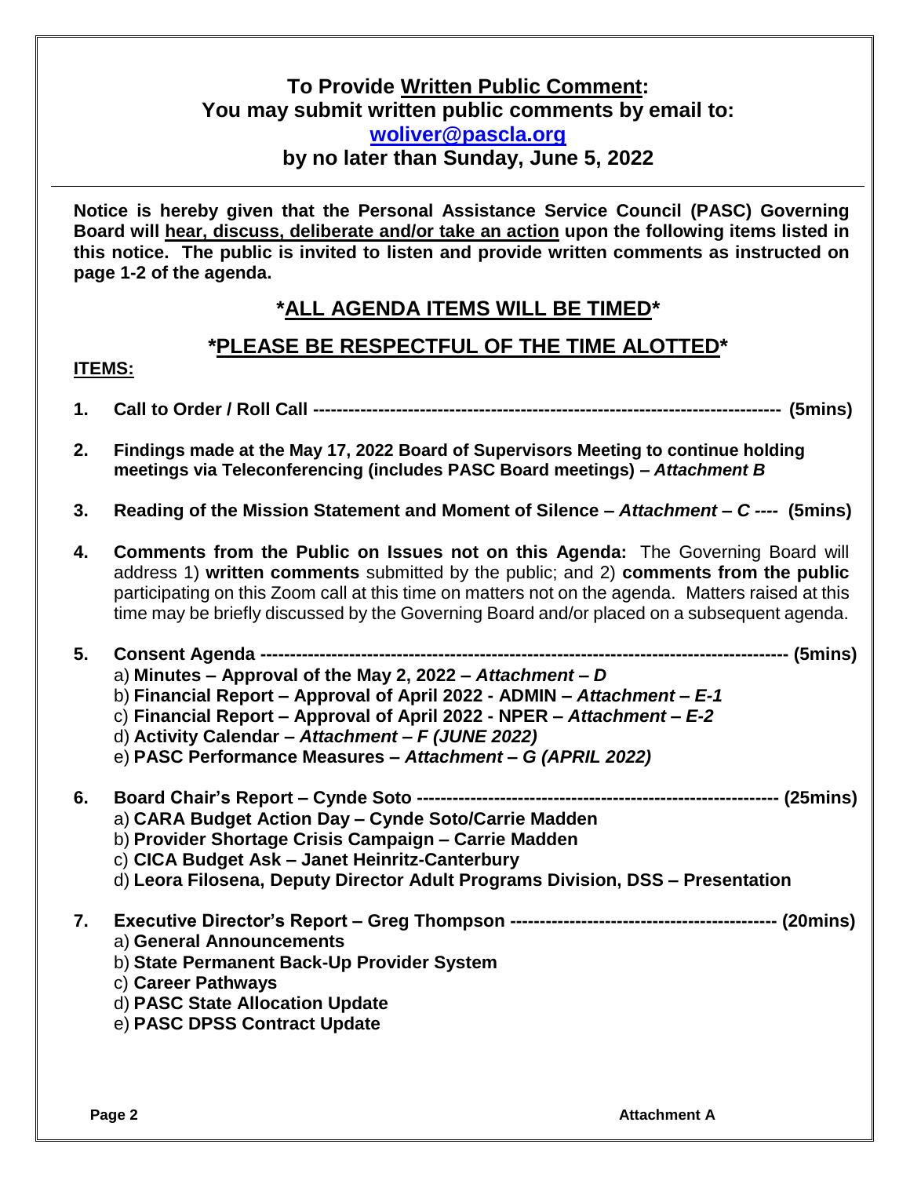**To Provide Written Public Comment:**
**You may submit written public comments by email to:**
**woliver@pascla.org**
**by no later than Sunday, June 5, 2022**

---

**Notice is hereby given that the Personal Assistance Service Council (PASC) Governing Board will hear, discuss, deliberate and/or take an action upon the following items listed in this notice. The public is invited to listen and provide written comments as instructed on page 1-2 of the agenda.**

## \*ALL AGENDA ITEMS WILL BE TIMED\*

## \*PLEASE BE RESPECTFUL OF THE TIME ALOTTED\*

**ITEMS:**

1. **Call to Order / Roll Call ------------------------------------------------------------------------------ (5mins)**

2. **Findings made at the May 17, 2022 Board of Supervisors Meeting to continue holding meetings via Teleconferencing (includes PASC Board meetings) –** ***Attachment B***

3. **Reading of the Mission Statement and Moment of Silence –** ***Attachment – C ----*** **(5mins)**

4. **Comments from the Public on Issues not on this Agenda:** The Governing Board will address 1) **written comments** submitted by the public; and 2) **comments from the public** participating on this Zoom call at this time on matters not on the agenda. Matters raised at this time may be briefly discussed by the Governing Board and/or placed on a subsequent agenda.

5. **Consent Agenda ------------------------------------------------------------------------------------- (5mins)**
   a) **Minutes – Approval of the May 2, 2022 –** ***Attachment – D***
   b) **Financial Report – Approval of April 2022 - ADMIN –** ***Attachment – E-1***
   c) **Financial Report – Approval of April 2022 - NPER –** ***Attachment – E-2***
   d) **Activity Calendar –** ***Attachment – F (JUNE 2022)***
   e) **PASC Performance Measures –** ***Attachment – G (APRIL 2022)***

6. **Board Chair's Report – Cynde Soto ------------------------------------------------------------- (25mins)**
   a) **CARA Budget Action Day – Cynde Soto/Carrie Madden**
   b) **Provider Shortage Crisis Campaign – Carrie Madden**
   c) **CICA Budget Ask – Janet Heinritz-Canterbury**
   d) **Leora Filosena, Deputy Director Adult Programs Division, DSS – Presentation**

7. **Executive Director's Report – Greg Thompson -------------------------------------------- (20mins)**
   a) **General Announcements**
   b) **State Permanent Back-Up Provider System**
   c) **Career Pathways**
   d) **PASC State Allocation Update**
   e) **PASC DPSS Contract Update**

**Attachment A**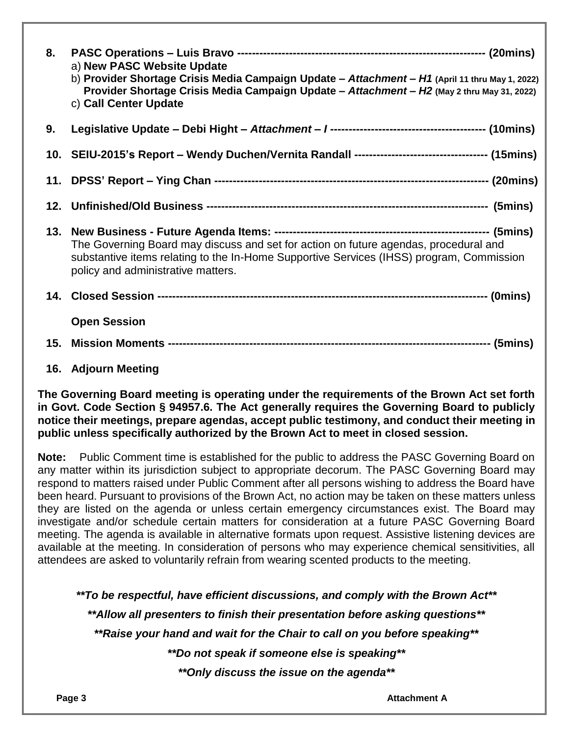8. **PASC Operations – Luis Bravo ------------------------------------------------------------------ (20mins)**
   a) **New PASC Website Update**
   b) **Provider Shortage Crisis Media Campaign Update –** ***Attachment – H1*** **(April 11 thru May 1, 2022)**
   **Provider Shortage Crisis Media Campaign Update –** ***Attachment – H2*** **(May 2 thru May 31, 2022)**
   c) **Call Center Update**

9. **Legislative Update – Debi Hight –** ***Attachment – I*** **----------------------------------------- (10mins)**

10. **SEIU-2015's Report – Wendy Duchen/Vernita Randall ----------------------------------- (15mins)**

11. **DPSS' Report – Ying Chan ------------------------------------------------------------------------ (20mins)**

12. **Unfinished/Old Business -------------------------------------------------------------------------- (5mins)**

13. **New Business - Future Agenda Items: -------------------------------------------------------- (5mins)**
    The Governing Board may discuss and set for action on future agendas, procedural and substantive items relating to the In-Home Supportive Services (IHSS) program, Commission policy and administrative matters.

14. **Closed Session -------------------------------------------------------------------------------------- (0mins)**

    **Open Session**

15. **Mission Moments ---------------------------------------------------------------------------------- (5mins)**

16. **Adjourn Meeting**

**The Governing Board meeting is operating under the requirements of the Brown Act set forth in Govt. Code Section § 94957.6. The Act generally requires the Governing Board to publicly notice their meetings, prepare agendas, accept public testimony, and conduct their meeting in public unless specifically authorized by the Brown Act to meet in closed session.**

**Note:** Public Comment time is established for the public to address the PASC Governing Board on any matter within its jurisdiction subject to appropriate decorum. The PASC Governing Board may respond to matters raised under Public Comment after all persons wishing to address the Board have been heard. Pursuant to provisions of the Brown Act, no action may be taken on these matters unless they are listed on the agenda or unless certain emergency circumstances exist. The Board may investigate and/or schedule certain matters for consideration at a future PASC Governing Board meeting. The agenda is available in alternative formats upon request. Assistive listening devices are available at the meeting. In consideration of persons who may experience chemical sensitivities, all attendees are asked to voluntarily refrain from wearing scented products to the meeting.

***\*\*To be respectful, have efficient discussions, and comply with the Brown Act\*\****

***\*\*Allow all presenters to finish their presentation before asking questions\*\****

***\*\*Raise your hand and wait for the Chair to call on you before speaking\*\****

***\*\*Do not speak if someone else is speaking\*\****

***\*\*Only discuss the issue on the agenda\*\****

**Attachment A**